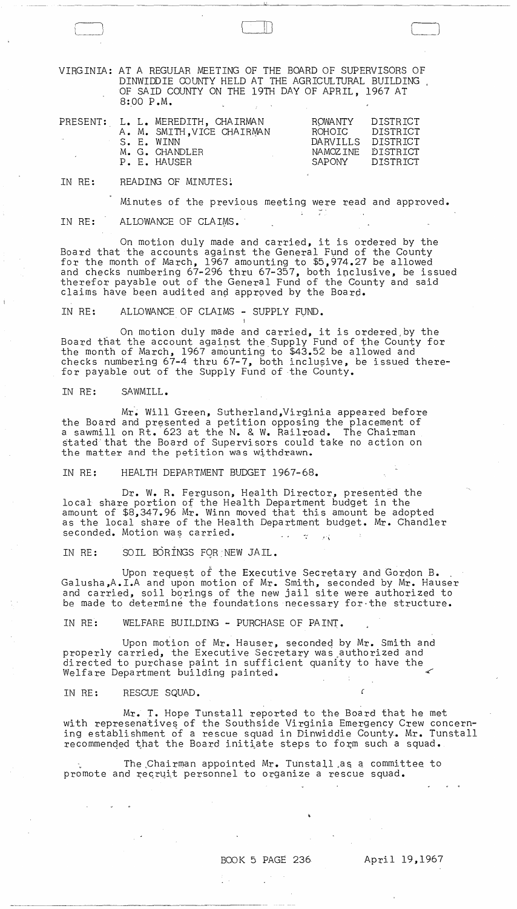VIRGINIA: AT A REGULAR MEETING OF THE BOARD OF SUPERVISORS OF DINWIDDIE COUNTY HELD AT THE AGRICULTURAL BUILDING OF SAID COUNTY ON THE 19TH DAY OF APRIL, 1967 AT 8:00 P.M.

| PRESENT: | | |
|---|---|---|
| | L. L. MEREDITH, CHAIRMAN | ROWANTY DISTRICT |
| | A. M. SMITH, VICE CHAIRMAN | ROHOIC DISTRICT |
| | S. E. WINN | DARVILLS DISTRICT |
| | M. G. CHANDLER | NAMOZINE DISTRICT |
| | P. E. HAUSER | SAPONY DISTRICT |

IN RE: READING OF MINUTES.

Minutes of the previous meeting were read and approved.

IN RE: ALLOWANCE OF CLAIMS.

On motion duly made and carried, it is ordered by the Board that the accounts against the General Fund of the County for the month of March, 1967 amounting to $5,974.27 be allowed and checks numbering 67-296 thru 67-357, both inclusive, be issued therefor payable out of the General Fund of the County and said claims have been audited and approved by the Board.

IN RE: ALLOWANCE OF CLAIMS - SUPPLY FUND.

On motion duly made and carried, it is ordered by the Board that the account against the Supply Fund of the County for the month of March, 1967 amounting to $43.52 be allowed and checks numbering 67-4 thru 67-7, both inclusive, be issued therefor payable out of the Supply Fund of the County.

IN RE: SAWMILL.

Mr. Will Green, Sutherland, Virginia appeared before the Board and presented a petition opposing the placement of a sawmill on Rt. 623 at the N. & W. Railroad. The Chairman stated that the Board of Supervisors could take no action on the matter and the petition was withdrawn.

IN RE: HEALTH DEPARTMENT BUDGET 1967-68.

Dr. W. R. Ferguson, Health Director, presented the local share portion of the Health Department budget in the amount of $8,347.96 Mr. Winn moved that this amount be adopted as the local share of the Health Department budget. Mr. Chandler seconded. Motion was carried.

IN RE: SOIL BORINGS FOR NEW JAIL.

Upon request of the Executive Secretary and Gordon B. Galusha, A.I.A and upon motion of Mr. Smith, seconded by Mr. Hauser and carried, soil borings of the new jail site were authorized to be made to determine the foundations necessary for the structure.

IN RE: WELFARE BUILDING - PURCHASE OF PAINT.

Upon motion of Mr. Hauser, seconded by Mr. Smith and properly carried, the Executive Secretary was authorized and directed to purchase paint in sufficient quanity to have the Welfare Department building painted.

IN RE: RESCUE SQUAD.

Mr. T. Hope Tunstall reported to the Board that he met with represenatives of the Southside Virginia Emergency Crew concerning establishment of a rescue squad in Dinwiddie County. Mr. Tunstall recommended that the Board initiate steps to form such a squad.

The Chairman appointed Mr. Tunstall as a committee to promote and recruit personnel to organize a rescue squad.

BOOK 5 PAGE 236 April 19, 1967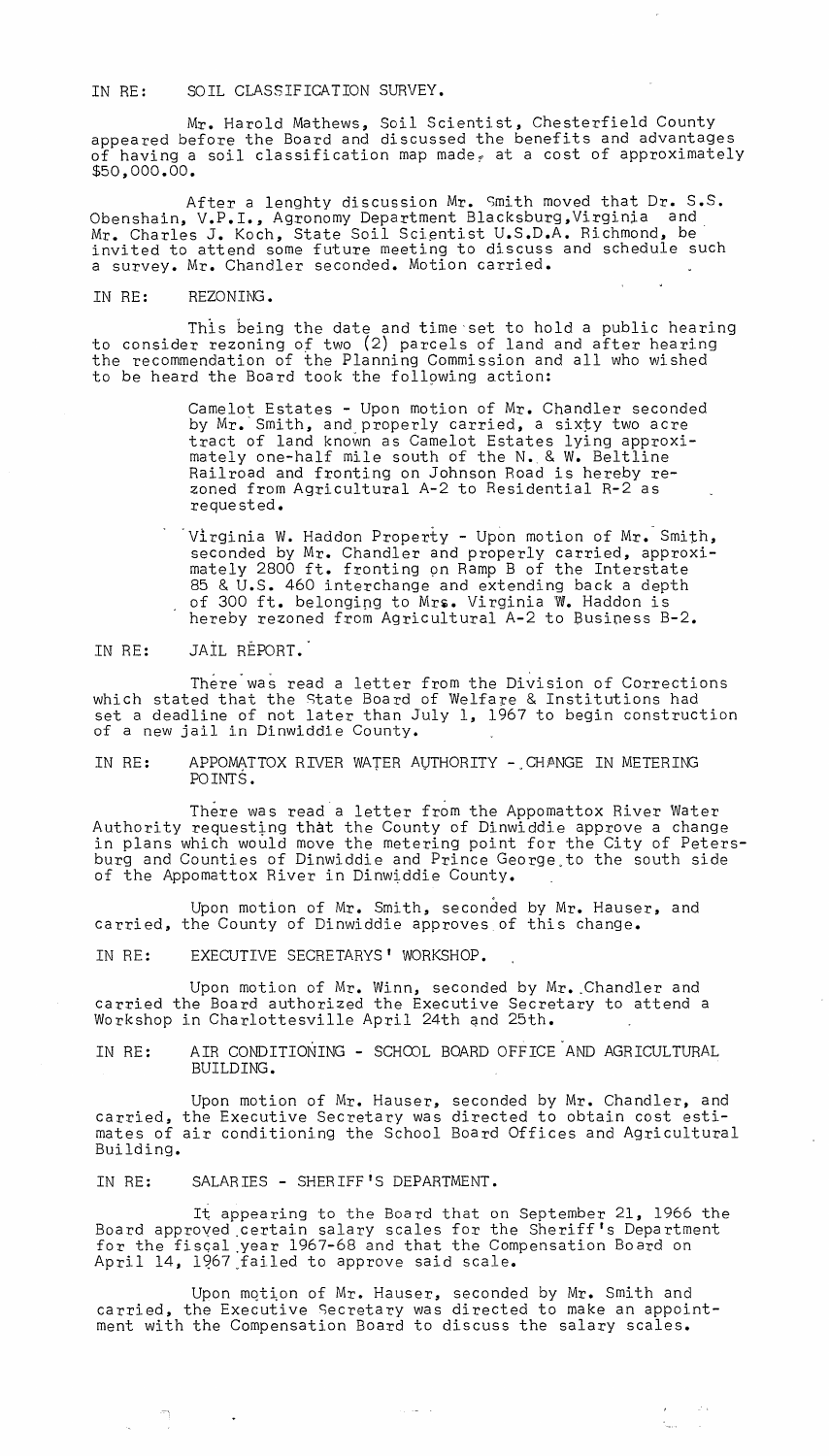IN RE: SOIL CLASSIFICATION SURVEY.

Mr. Harold Mathews, Soil Scientist, Chesterfield County appeared before the Board and discussed the benefits and advantages of having a soil classification map made, at a cost of approximately $50,000.00.

After a lenghty discussion Mr. Smith moved that Dr. S.S. Obenshain, V.P.I., Agronomy Department Blacksburg, Virginia and Mr. Charles J. Koch, State Soil Scientist U.S.D.A. Richmond, be invited to attend some future meeting to discuss and schedule such a survey. Mr. Chandler seconded. Motion carried.

IN RE: REZONING.

This being the date and time set to hold a public hearing to consider rezoning of two (2) parcels of land and after hearing the recommendation of the Planning Commission and all who wished to be heard the Board took the following action:

> Camelot Estates - Upon motion of Mr. Chandler seconded by Mr. Smith, and properly carried, a sixty two acre tract of land known as Camelot Estates lying approximately one-half mile south of the N. & W. Beltline Railroad and fronting on Johnson Road is hereby rezoned from Agricultural A-2 to Residential R-2 as requested.

> Virginia W. Haddon Property - Upon motion of Mr. Smith, seconded by Mr. Chandler and properly carried, approximately 2800 ft. fronting on Ramp B of the Interstate 85 & U.S. 460 interchange and extending back a depth of 300 ft. belonging to Mrs. Virginia W. Haddon is hereby rezoned from Agricultural A-2 to Business B-2.

IN RE: JAIL REPORT.

There was read a letter from the Division of Corrections which stated that the State Board of Welfare & Institutions had set a deadline of not later than July 1, 1967 to begin construction of a new jail in Dinwiddie County.

IN RE: APPOMATTOX RIVER WATER AUTHORITY - CHANGE IN METERING POINTS.

There was read a letter from the Appomattox River Water Authority requesting that the County of Dinwiddie approve a change in plans which would move the metering point for the City of Petersburg and Counties of Dinwiddie and Prince George to the south side of the Appomattox River in Dinwiddie County.

Upon motion of Mr. Smith, seconded by Mr. Hauser, and carried, the County of Dinwiddie approves of this change.

IN RE: EXECUTIVE SECRETARYS' WORKSHOP.

Upon motion of Mr. Winn, seconded by Mr. Chandler and carried the Board authorized the Executive Secretary to attend a Workshop in Charlottesville April 24th and 25th.

IN RE: AIR CONDITIONING - SCHOOL BOARD OFFICE AND AGRICULTURAL BUILDING.

Upon motion of Mr. Hauser, seconded by Mr. Chandler, and carried, the Executive Secretary was directed to obtain cost estimates of air conditioning the School Board Offices and Agricultural Building.

IN RE: SALARIES - SHERIFF'S DEPARTMENT.

It appearing to the Board that on September 21, 1966 the Board approved certain salary scales for the Sheriff's Department for the fiscal year 1967-68 and that the Compensation Board on April 14, 1967 failed to approve said scale.

Upon motion of Mr. Hauser, seconded by Mr. Smith and carried, the Executive Secretary was directed to make an appointment with the Compensation Board to discuss the salary scales.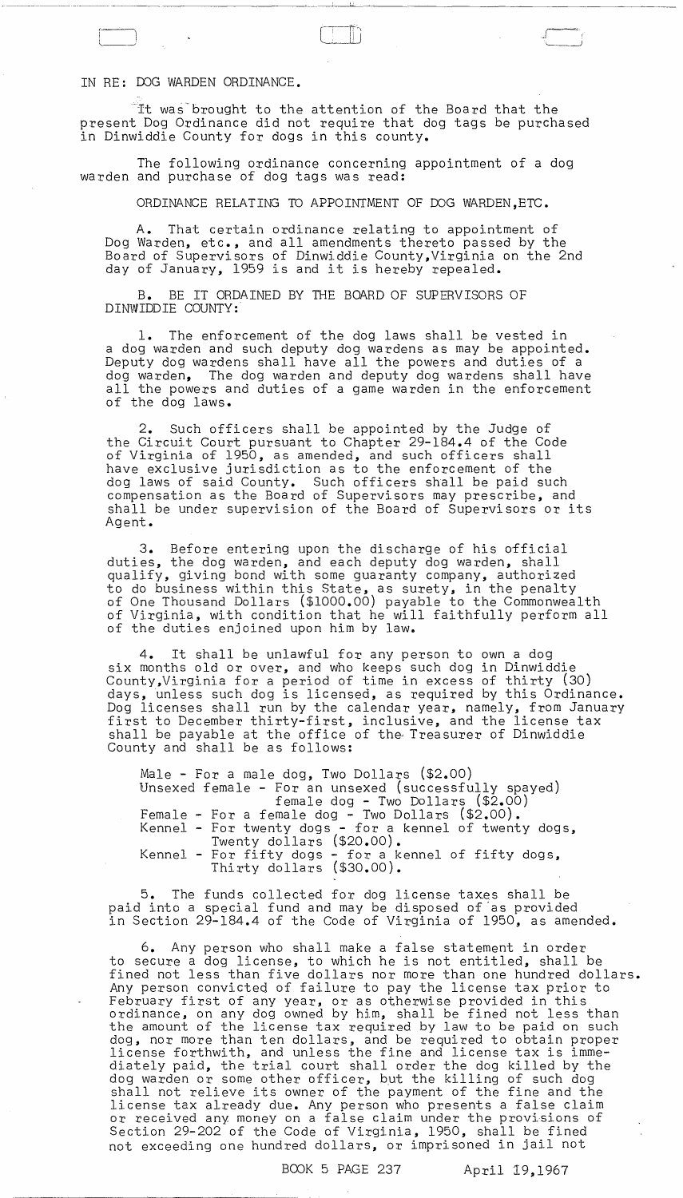IN RE: DOG WARDEN ORDINANCE.

It was brought to the attention of the Board that the present Dog Ordinance did not require that dog tags be purchased in Dinwiddie County for dogs in this county.

The following ordinance concerning appointment of a dog warden and purchase of dog tags was read:

ORDINANCE RELATING TO APPOINTMENT OF DOG WARDEN,ETC.

A. That certain ordinance relating to appointment of Dog Warden, etc., and all amendments thereto passed by the Board of Supervisors of Dinwiddie County,Virginia on the 2nd day of January, 1959 is and it is hereby repealed.

B. BE IT ORDAINED BY THE BOARD OF SUPERVISORS OF DINWIDDIE COUNTY:

1. The enforcement of the dog laws shall be vested in a dog warden and such deputy dog wardens as may be appointed. Deputy dog wardens shall have all the powers and duties of a dog warden, The dog warden and deputy dog wardens shall have all the powers and duties of a game warden in the enforcement of the dog laws.

2. Such officers shall be appointed by the Judge of the Circuit Court pursuant to Chapter 29-184.4 of the Code of Virginia of 1950, as amended, and such officers shall have exclusive jurisdiction as to the enforcement of the dog laws of said County. Such officers shall be paid such compensation as the Board of Supervisors may prescribe, and shall be under supervision of the Board of Supervisors or its Agent.

3. Before entering upon the discharge of his official duties, the dog warden, and each deputy dog warden, shall qualify, giving bond with some guaranty company, authorized to do business within this State, as surety, in the penalty of One Thousand Dollars ($1000.00) payable to the Commonwealth of Virginia, with condition that he will faithfully perform all of the duties enjoined upon him by law.

4. It shall be unlawful for any person to own a dog six months old or over, and who keeps such dog in Dinwiddie County,Virginia for a period of time in excess of thirty (30) days, unless such dog is licensed, as required by this Ordinance. Dog licenses shall run by the calendar year, namely, from January first to December thirty-first, inclusive, and the license tax shall be payable at the office of the Treasurer of Dinwiddie County and shall be as follows:

Male - For a male dog, Two Dollars ($2.00)
Unsexed female - For an unsexed (successfully spayed) female dog - Two Dollars ($2.00)
Female - For a female dog - Two Dollars ($2.00).
Kennel - For twenty dogs - for a kennel of twenty dogs, Twenty dollars ($20.00).
Kennel - For fifty dogs - for a kennel of fifty dogs, Thirty dollars ($30.00).

5. The funds collected for dog license taxes shall be paid into a special fund and may be disposed of as provided in Section 29-184.4 of the Code of Virginia of 1950, as amended.

6. Any person who shall make a false statement in order to secure a dog license, to which he is not entitled, shall be fined not less than five dollars nor more than one hundred dollars. Any person convicted of failure to pay the license tax prior to February first of any year, or as otherwise provided in this ordinance, on any dog owned by him, shall be fined not less than the amount of the license tax required by law to be paid on such dog, nor more than ten dollars, and be required to obtain proper license forthwith, and unless the fine and license tax is immediately paid, the trial court shall order the dog killed by the dog warden or some other officer, but the killing of such dog shall not relieve its owner of the payment of the fine and the license tax already due. Any person who presents a false claim or received any money on a false claim under the provisions of Section 29-202 of the Code of Virginia, 1950, shall be fined not exceeding one hundred dollars, or imprisoned in jail not

BOOK 5 PAGE 237 April 19,1967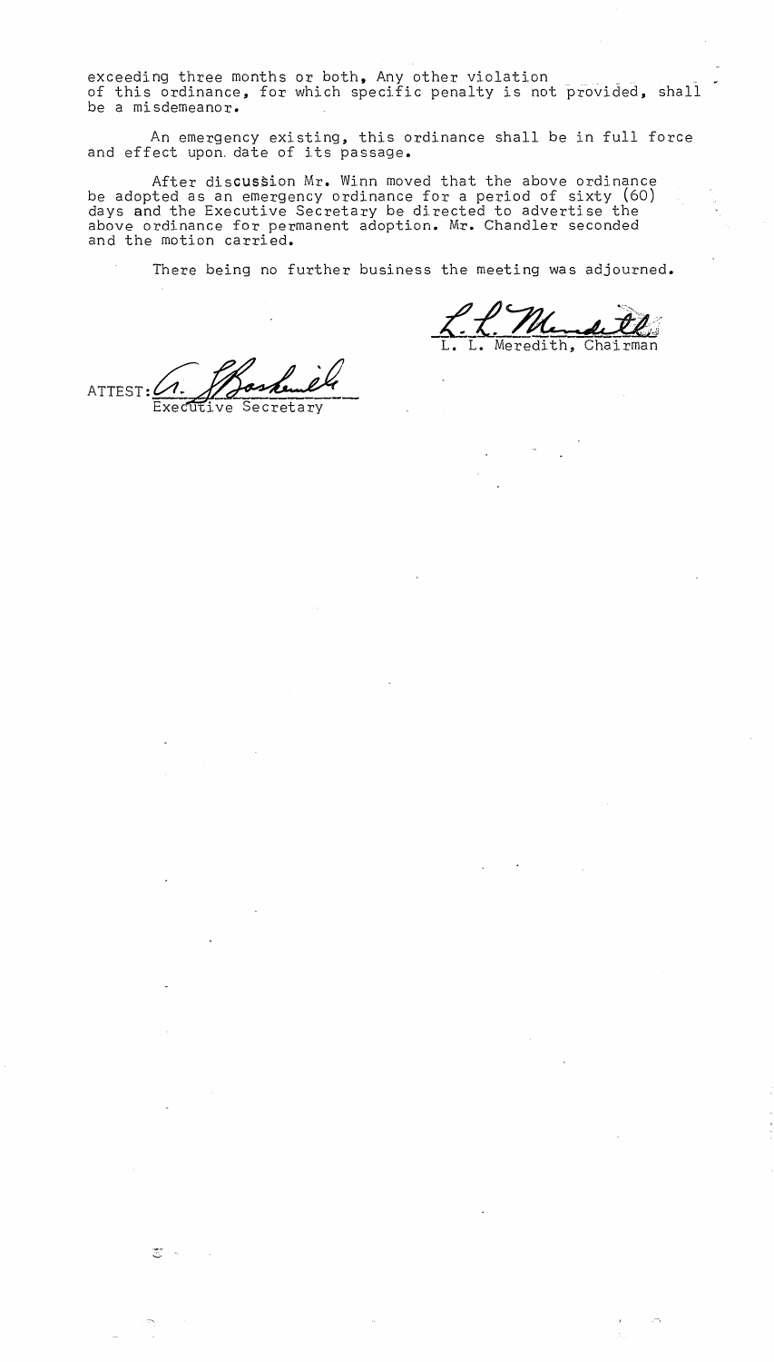exceeding three months or both, Any other violation of this ordinance, for which specific penalty is not provided, shall be a misdemeanor.

An emergency existing, this ordinance shall be in full force and effect upon date of its passage.

After discussion Mr. Winn moved that the above ordinance be adopted as an emergency ordinance for a period of sixty (60) days and the Executive Secretary be directed to advertise the above ordinance for permanent adoption. Mr. Chandler seconded and the motion carried.

There being no further business the meeting was adjourned.

L. L. Meredith, Chairman

ATTEST: A. J. Baskerville
Executive Secretary